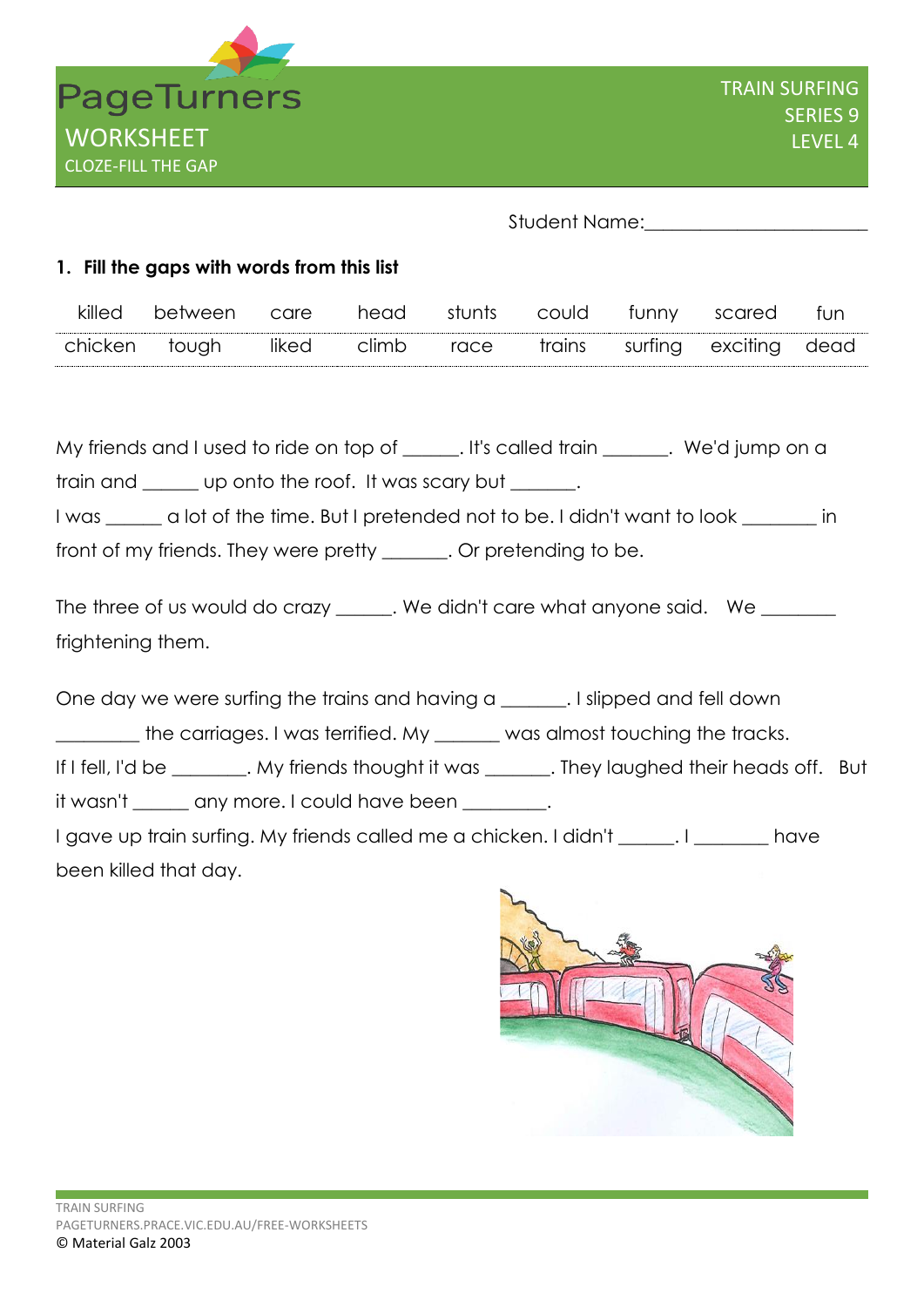# PageTurners

## WORKSHEET

CLOZE-FILL THE GAP

TRAIN SURFING
SERIES 9
LEVEL 4

Student Name:_______________________

**1. Fill the gaps with words from this list**

| killed | between | care | head | stunts | could | funny | scared | fun |
|---|---|---|---|---|---|---|---|---|
| chicken | tough | liked | climb | race | trains | surfing | exciting | dead |

My friends and I used to ride on top of ______. It's called train _______. We'd jump on a train and ______ up onto the roof. It was scary but _______.
I was ______ a lot of the time. But I pretended not to be. I didn't want to look ________ in front of my friends. They were pretty _______. Or pretending to be.

The three of us would do crazy ______. We didn't care what anyone said. We ________ frightening them.

One day we were surfing the trains and having a _______. I slipped and fell down _________ the carriages. I was terrified. My _______ was almost touching the tracks.
If I fell, I'd be ________. My friends thought it was _______. They laughed their heads off. But it wasn't ______ any more. I could have been _________.
I gave up train surfing. My friends called me a chicken. I didn't ______. I ________ have been killed that day.

TRAIN SURFING
PAGETURNERS.PRACE.VIC.EDU.AU/FREE-WORKSHEETS
© Material Galz 2003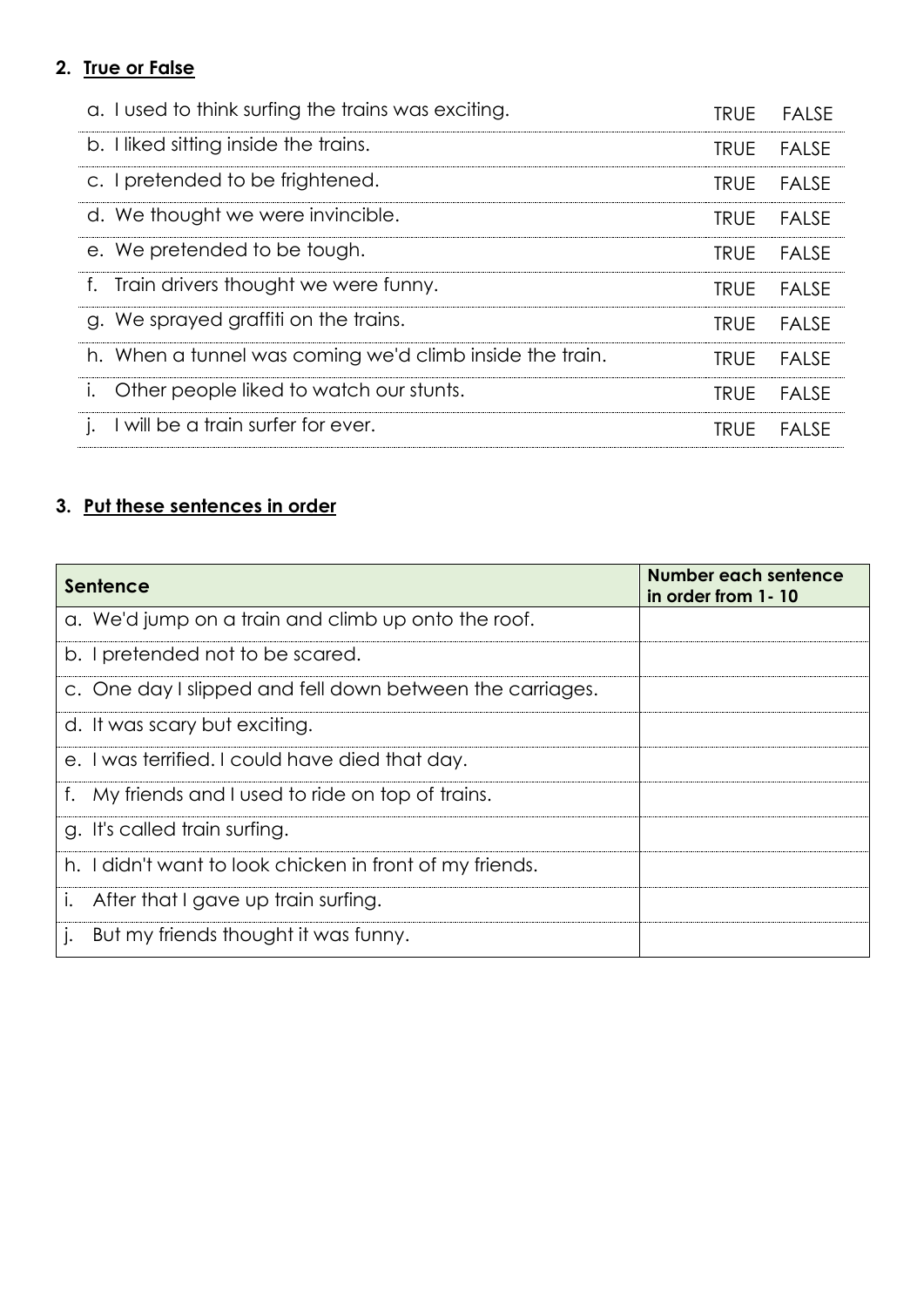## 2. True or False

| | | |
|---|---|---|
| a. I used to think surfing the trains was exciting. | TRUE | FALSE |
| b. I liked sitting inside the trains. | TRUE | FALSE |
| c. I pretended to be frightened. | TRUE | FALSE |
| d. We thought we were invincible. | TRUE | FALSE |
| e. We pretended to be tough. | TRUE | FALSE |
| f. Train drivers thought we were funny. | TRUE | FALSE |
| g. We sprayed graffiti on the trains. | TRUE | FALSE |
| h. When a tunnel was coming we'd climb inside the train. | TRUE | FALSE |
| i. Other people liked to watch our stunts. | TRUE | FALSE |
| j. I will be a train surfer for ever. | TRUE | FALSE |

## 3. Put these sentences in order

| Sentence | Number each sentence in order from 1- 10 |
|---|---|
| a. We'd jump on a train and climb up onto the roof. | |
| b. I pretended not to be scared. | |
| c. One day I slipped and fell down between the carriages. | |
| d. It was scary but exciting. | |
| e. I was terrified. I could have died that day. | |
| f. My friends and I used to ride on top of trains. | |
| g. It's called train surfing. | |
| h. I didn't want to look chicken in front of my friends. | |
| i. After that I gave up train surfing. | |
| j. But my friends thought it was funny. | |